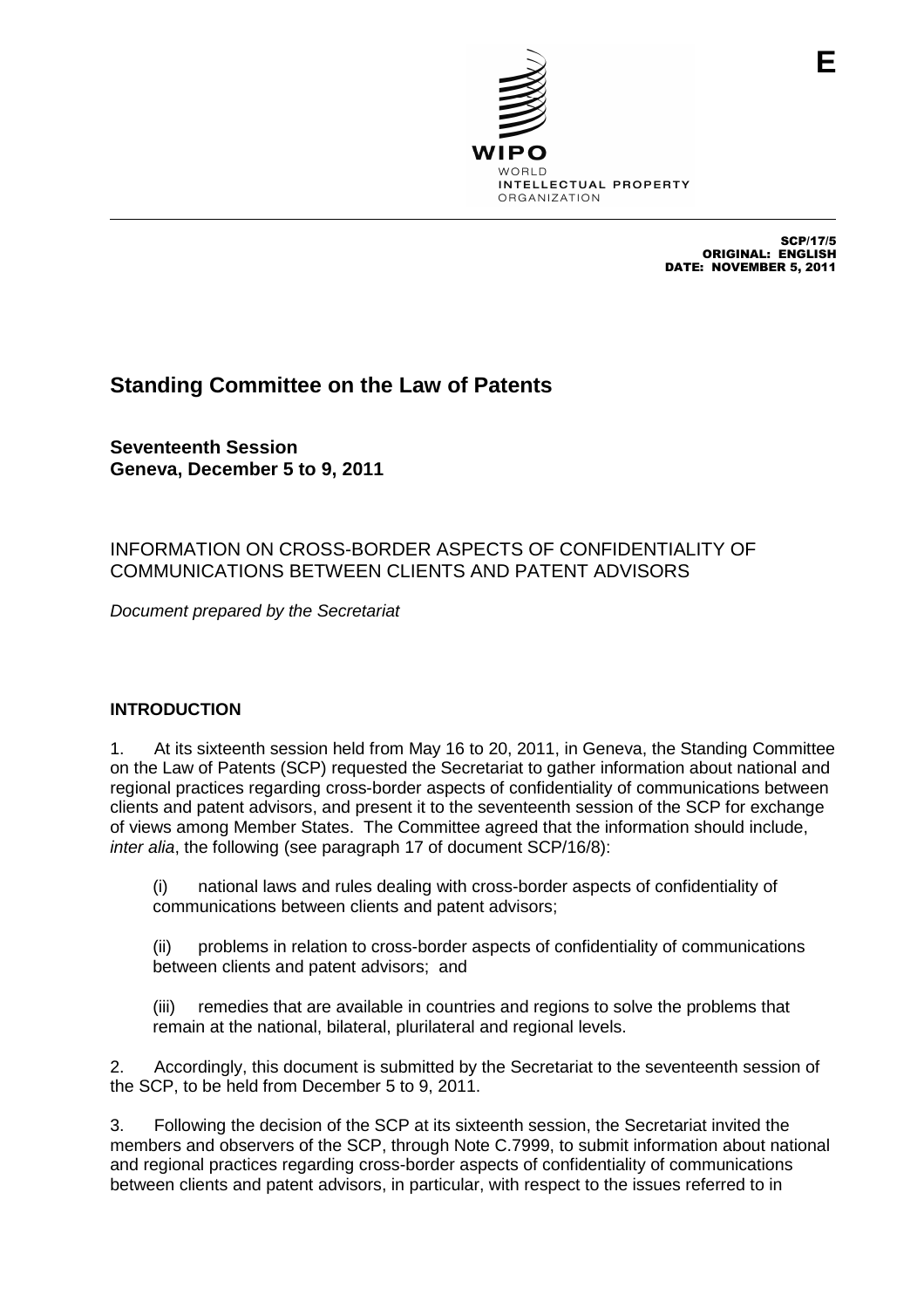E

WIPO
WORLD
INTELLECTUAL PROPERTY
ORGANIZATION

SCP/17/5
ORIGINAL: ENGLISH
DATE: NOVEMBER 5, 2011

# Standing Committee on the Law of Patents

**Seventeenth Session**
**Geneva, December 5 to 9, 2011**

## INFORMATION ON CROSS-BORDER ASPECTS OF CONFIDENTIALITY OF COMMUNICATIONS BETWEEN CLIENTS AND PATENT ADVISORS

*Document prepared by the Secretariat*

### INTRODUCTION

1. At its sixteenth session held from May 16 to 20, 2011, in Geneva, the Standing Committee on the Law of Patents (SCP) requested the Secretariat to gather information about national and regional practices regarding cross-border aspects of confidentiality of communications between clients and patent advisors, and present it to the seventeenth session of the SCP for exchange of views among Member States. The Committee agreed that the information should include, *inter alia*, the following (see paragraph 17 of document SCP/16/8):

    (i) national laws and rules dealing with cross-border aspects of confidentiality of communications between clients and patent advisors;

    (ii) problems in relation to cross-border aspects of confidentiality of communications between clients and patent advisors; and

    (iii) remedies that are available in countries and regions to solve the problems that remain at the national, bilateral, plurilateral and regional levels.

2. Accordingly, this document is submitted by the Secretariat to the seventeenth session of the SCP, to be held from December 5 to 9, 2011.

3. Following the decision of the SCP at its sixteenth session, the Secretariat invited the members and observers of the SCP, through Note C.7999, to submit information about national and regional practices regarding cross-border aspects of confidentiality of communications between clients and patent advisors, in particular, with respect to the issues referred to in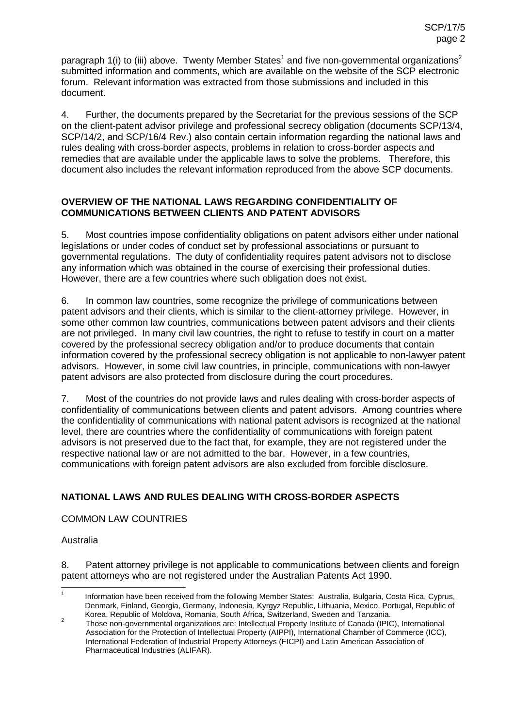paragraph 1(i) to (iii) above. Twenty Member States[1] and five non-governmental organizations[2] submitted information and comments, which are available on the website of the SCP electronic forum. Relevant information was extracted from those submissions and included in this document.

4. Further, the documents prepared by the Secretariat for the previous sessions of the SCP on the client-patent advisor privilege and professional secrecy obligation (documents SCP/13/4, SCP/14/2, and SCP/16/4 Rev.) also contain certain information regarding the national laws and rules dealing with cross-border aspects, problems in relation to cross-border aspects and remedies that are available under the applicable laws to solve the problems. Therefore, this document also includes the relevant information reproduced from the above SCP documents.

## OVERVIEW OF THE NATIONAL LAWS REGARDING CONFIDENTIALITY OF COMMUNICATIONS BETWEEN CLIENTS AND PATENT ADVISORS

5. Most countries impose confidentiality obligations on patent advisors either under national legislations or under codes of conduct set by professional associations or pursuant to governmental regulations. The duty of confidentiality requires patent advisors not to disclose any information which was obtained in the course of exercising their professional duties. However, there are a few countries where such obligation does not exist.

6. In common law countries, some recognize the privilege of communications between patent advisors and their clients, which is similar to the client-attorney privilege. However, in some other common law countries, communications between patent advisors and their clients are not privileged. In many civil law countries, the right to refuse to testify in court on a matter covered by the professional secrecy obligation and/or to produce documents that contain information covered by the professional secrecy obligation is not applicable to non-lawyer patent advisors. However, in some civil law countries, in principle, communications with non-lawyer patent advisors are also protected from disclosure during the court procedures.

7. Most of the countries do not provide laws and rules dealing with cross-border aspects of confidentiality of communications between clients and patent advisors. Among countries where the confidentiality of communications with national patent advisors is recognized at the national level, there are countries where the confidentiality of communications with foreign patent advisors is not preserved due to the fact that, for example, they are not registered under the respective national law or are not admitted to the bar. However, in a few countries, communications with foreign patent advisors are also excluded from forcible disclosure.

## NATIONAL LAWS AND RULES DEALING WITH CROSS-BORDER ASPECTS

### COMMON LAW COUNTRIES

#### Australia

8. Patent attorney privilege is not applicable to communications between clients and foreign patent attorneys who are not registered under the Australian Patents Act 1990.

---

[1] Information have been received from the following Member States: Australia, Bulgaria, Costa Rica, Cyprus, Denmark, Finland, Georgia, Germany, Indonesia, Kyrgyz Republic, Lithuania, Mexico, Portugal, Republic of Korea, Republic of Moldova, Romania, South Africa, Switzerland, Sweden and Tanzania.

[2] Those non-governmental organizations are: Intellectual Property Institute of Canada (IPIC), International Association for the Protection of Intellectual Property (AIPPI), International Chamber of Commerce (ICC), International Federation of Industrial Property Attorneys (FICPI) and Latin American Association of Pharmaceutical Industries (ALIFAR).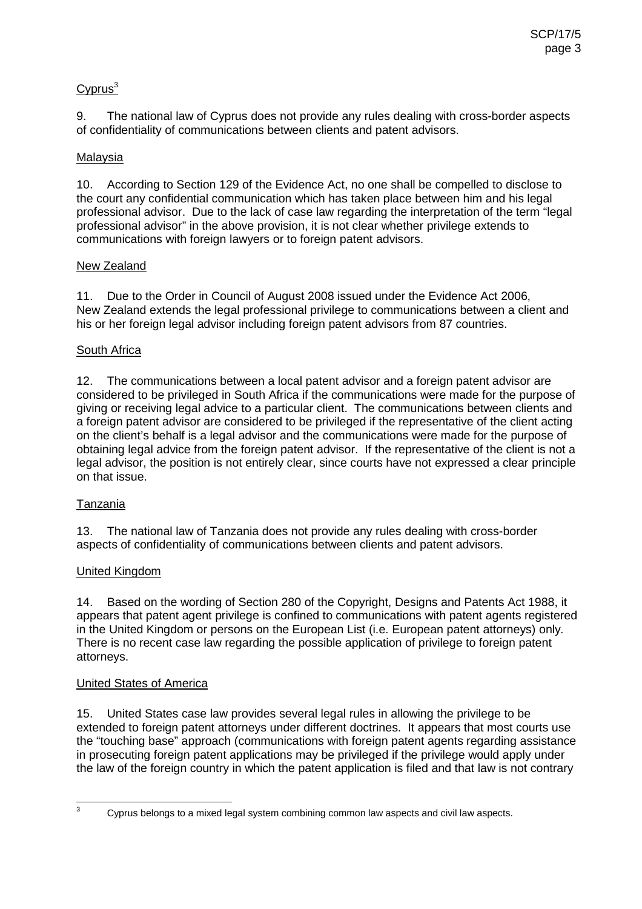<u>Cyprus</u>[3]

9. The national law of Cyprus does not provide any rules dealing with cross-border aspects of confidentiality of communications between clients and patent advisors.

<u>Malaysia</u>

10. According to Section 129 of the Evidence Act, no one shall be compelled to disclose to the court any confidential communication which has taken place between him and his legal professional advisor. Due to the lack of case law regarding the interpretation of the term "legal professional advisor" in the above provision, it is not clear whether privilege extends to communications with foreign lawyers or to foreign patent advisors.

<u>New Zealand</u>

11. Due to the Order in Council of August 2008 issued under the Evidence Act 2006, New Zealand extends the legal professional privilege to communications between a client and his or her foreign legal advisor including foreign patent advisors from 87 countries.

<u>South Africa</u>

12. The communications between a local patent advisor and a foreign patent advisor are considered to be privileged in South Africa if the communications were made for the purpose of giving or receiving legal advice to a particular client. The communications between clients and a foreign patent advisor are considered to be privileged if the representative of the client acting on the client's behalf is a legal advisor and the communications were made for the purpose of obtaining legal advice from the foreign patent advisor. If the representative of the client is not a legal advisor, the position is not entirely clear, since courts have not expressed a clear principle on that issue.

<u>Tanzania</u>

13. The national law of Tanzania does not provide any rules dealing with cross-border aspects of confidentiality of communications between clients and patent advisors.

<u>United Kingdom</u>

14. Based on the wording of Section 280 of the Copyright, Designs and Patents Act 1988, it appears that patent agent privilege is confined to communications with patent agents registered in the United Kingdom or persons on the European List (i.e. European patent attorneys) only. There is no recent case law regarding the possible application of privilege to foreign patent attorneys.

<u>United States of America</u>

15. United States case law provides several legal rules in allowing the privilege to be extended to foreign patent attorneys under different doctrines. It appears that most courts use the "touching base" approach (communications with foreign patent agents regarding assistance in prosecuting foreign patent applications may be privileged if the privilege would apply under the law of the foreign country in which the patent application is filed and that law is not contrary

---

[3] Cyprus belongs to a mixed legal system combining common law aspects and civil law aspects.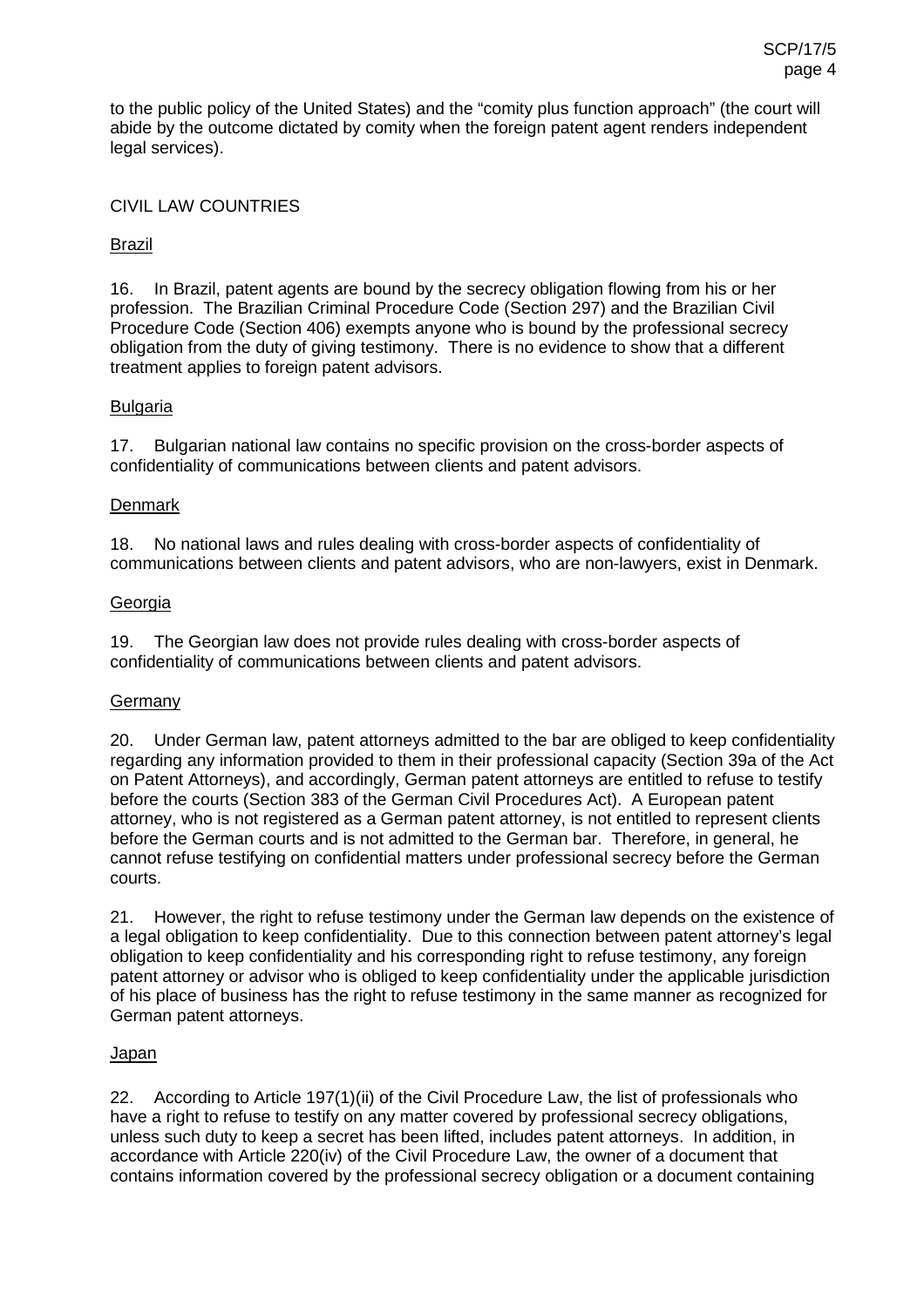to the public policy of the United States) and the "comity plus function approach" (the court will abide by the outcome dictated by comity when the foreign patent agent renders independent legal services).

## CIVIL LAW COUNTRIES

### Brazil

16. In Brazil, patent agents are bound by the secrecy obligation flowing from his or her profession. The Brazilian Criminal Procedure Code (Section 297) and the Brazilian Civil Procedure Code (Section 406) exempts anyone who is bound by the professional secrecy obligation from the duty of giving testimony. There is no evidence to show that a different treatment applies to foreign patent advisors.

### Bulgaria

17. Bulgarian national law contains no specific provision on the cross-border aspects of confidentiality of communications between clients and patent advisors.

### Denmark

18. No national laws and rules dealing with cross-border aspects of confidentiality of communications between clients and patent advisors, who are non-lawyers, exist in Denmark.

### Georgia

19. The Georgian law does not provide rules dealing with cross-border aspects of confidentiality of communications between clients and patent advisors.

### Germany

20. Under German law, patent attorneys admitted to the bar are obliged to keep confidentiality regarding any information provided to them in their professional capacity (Section 39a of the Act on Patent Attorneys), and accordingly, German patent attorneys are entitled to refuse to testify before the courts (Section 383 of the German Civil Procedures Act). A European patent attorney, who is not registered as a German patent attorney, is not entitled to represent clients before the German courts and is not admitted to the German bar. Therefore, in general, he cannot refuse testifying on confidential matters under professional secrecy before the German courts.

21. However, the right to refuse testimony under the German law depends on the existence of a legal obligation to keep confidentiality. Due to this connection between patent attorney's legal obligation to keep confidentiality and his corresponding right to refuse testimony, any foreign patent attorney or advisor who is obliged to keep confidentiality under the applicable jurisdiction of his place of business has the right to refuse testimony in the same manner as recognized for German patent attorneys.

### Japan

22. According to Article 197(1)(ii) of the Civil Procedure Law, the list of professionals who have a right to refuse to testify on any matter covered by professional secrecy obligations, unless such duty to keep a secret has been lifted, includes patent attorneys. In addition, in accordance with Article 220(iv) of the Civil Procedure Law, the owner of a document that contains information covered by the professional secrecy obligation or a document containing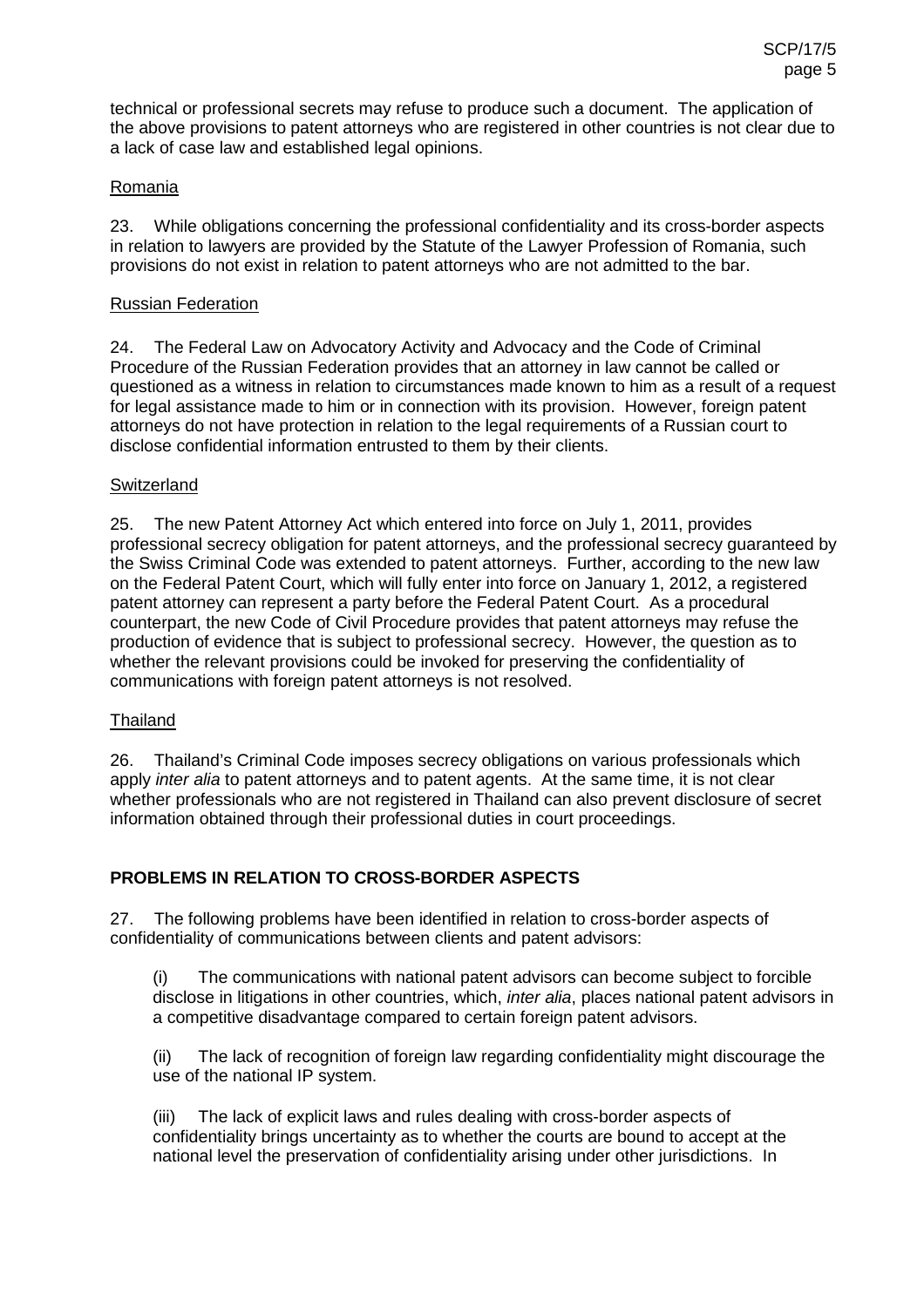technical or professional secrets may refuse to produce such a document. The application of the above provisions to patent attorneys who are registered in other countries is not clear due to a lack of case law and established legal opinions.

### Romania

23. While obligations concerning the professional confidentiality and its cross-border aspects in relation to lawyers are provided by the Statute of the Lawyer Profession of Romania, such provisions do not exist in relation to patent attorneys who are not admitted to the bar.

### Russian Federation

24. The Federal Law on Advocatory Activity and Advocacy and the Code of Criminal Procedure of the Russian Federation provides that an attorney in law cannot be called or questioned as a witness in relation to circumstances made known to him as a result of a request for legal assistance made to him or in connection with its provision. However, foreign patent attorneys do not have protection in relation to the legal requirements of a Russian court to disclose confidential information entrusted to them by their clients.

### Switzerland

25. The new Patent Attorney Act which entered into force on July 1, 2011, provides professional secrecy obligation for patent attorneys, and the professional secrecy guaranteed by the Swiss Criminal Code was extended to patent attorneys. Further, according to the new law on the Federal Patent Court, which will fully enter into force on January 1, 2012, a registered patent attorney can represent a party before the Federal Patent Court. As a procedural counterpart, the new Code of Civil Procedure provides that patent attorneys may refuse the production of evidence that is subject to professional secrecy. However, the question as to whether the relevant provisions could be invoked for preserving the confidentiality of communications with foreign patent attorneys is not resolved.

### Thailand

26. Thailand's Criminal Code imposes secrecy obligations on various professionals which apply *inter alia* to patent attorneys and to patent agents. At the same time, it is not clear whether professionals who are not registered in Thailand can also prevent disclosure of secret information obtained through their professional duties in court proceedings.

## PROBLEMS IN RELATION TO CROSS-BORDER ASPECTS

27. The following problems have been identified in relation to cross-border aspects of confidentiality of communications between clients and patent advisors:

(i) The communications with national patent advisors can become subject to forcible disclose in litigations in other countries, which, *inter alia*, places national patent advisors in a competitive disadvantage compared to certain foreign patent advisors.

(ii) The lack of recognition of foreign law regarding confidentiality might discourage the use of the national IP system.

(iii) The lack of explicit laws and rules dealing with cross-border aspects of confidentiality brings uncertainty as to whether the courts are bound to accept at the national level the preservation of confidentiality arising under other jurisdictions. In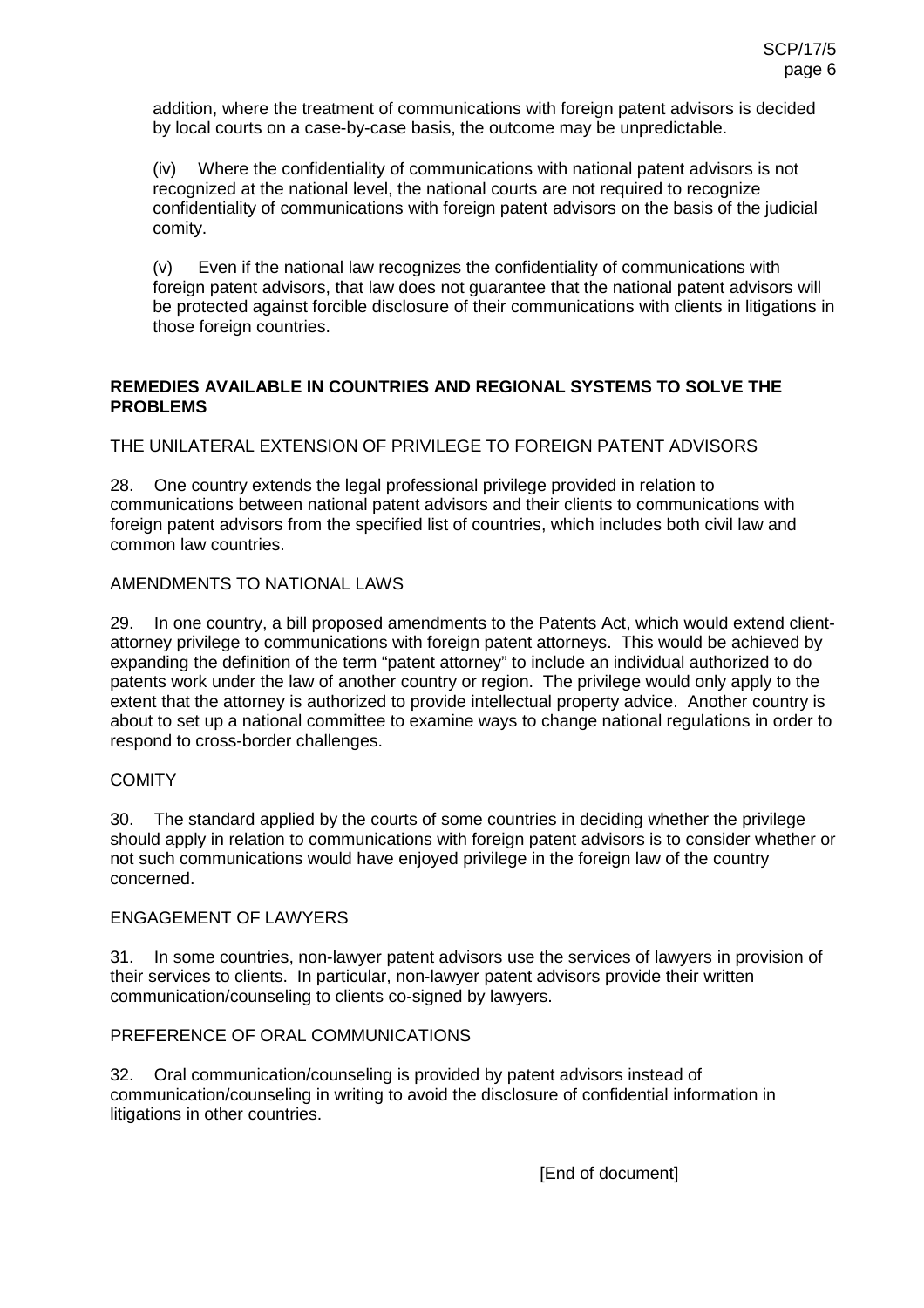addition, where the treatment of communications with foreign patent advisors is decided by local courts on a case-by-case basis, the outcome may be unpredictable.

(iv) Where the confidentiality of communications with national patent advisors is not recognized at the national level, the national courts are not required to recognize confidentiality of communications with foreign patent advisors on the basis of the judicial comity.

(v) Even if the national law recognizes the confidentiality of communications with foreign patent advisors, that law does not guarantee that the national patent advisors will be protected against forcible disclosure of their communications with clients in litigations in those foreign countries.

## REMEDIES AVAILABLE IN COUNTRIES AND REGIONAL SYSTEMS TO SOLVE THE PROBLEMS

### THE UNILATERAL EXTENSION OF PRIVILEGE TO FOREIGN PATENT ADVISORS

28. One country extends the legal professional privilege provided in relation to communications between national patent advisors and their clients to communications with foreign patent advisors from the specified list of countries, which includes both civil law and common law countries.

### AMENDMENTS TO NATIONAL LAWS

29. In one country, a bill proposed amendments to the Patents Act, which would extend client-attorney privilege to communications with foreign patent attorneys. This would be achieved by expanding the definition of the term "patent attorney" to include an individual authorized to do patents work under the law of another country or region. The privilege would only apply to the extent that the attorney is authorized to provide intellectual property advice. Another country is about to set up a national committee to examine ways to change national regulations in order to respond to cross-border challenges.

### COMITY

30. The standard applied by the courts of some countries in deciding whether the privilege should apply in relation to communications with foreign patent advisors is to consider whether or not such communications would have enjoyed privilege in the foreign law of the country concerned.

### ENGAGEMENT OF LAWYERS

31. In some countries, non-lawyer patent advisors use the services of lawyers in provision of their services to clients. In particular, non-lawyer patent advisors provide their written communication/counseling to clients co-signed by lawyers.

### PREFERENCE OF ORAL COMMUNICATIONS

32. Oral communication/counseling is provided by patent advisors instead of communication/counseling in writing to avoid the disclosure of confidential information in litigations in other countries.

[End of document]